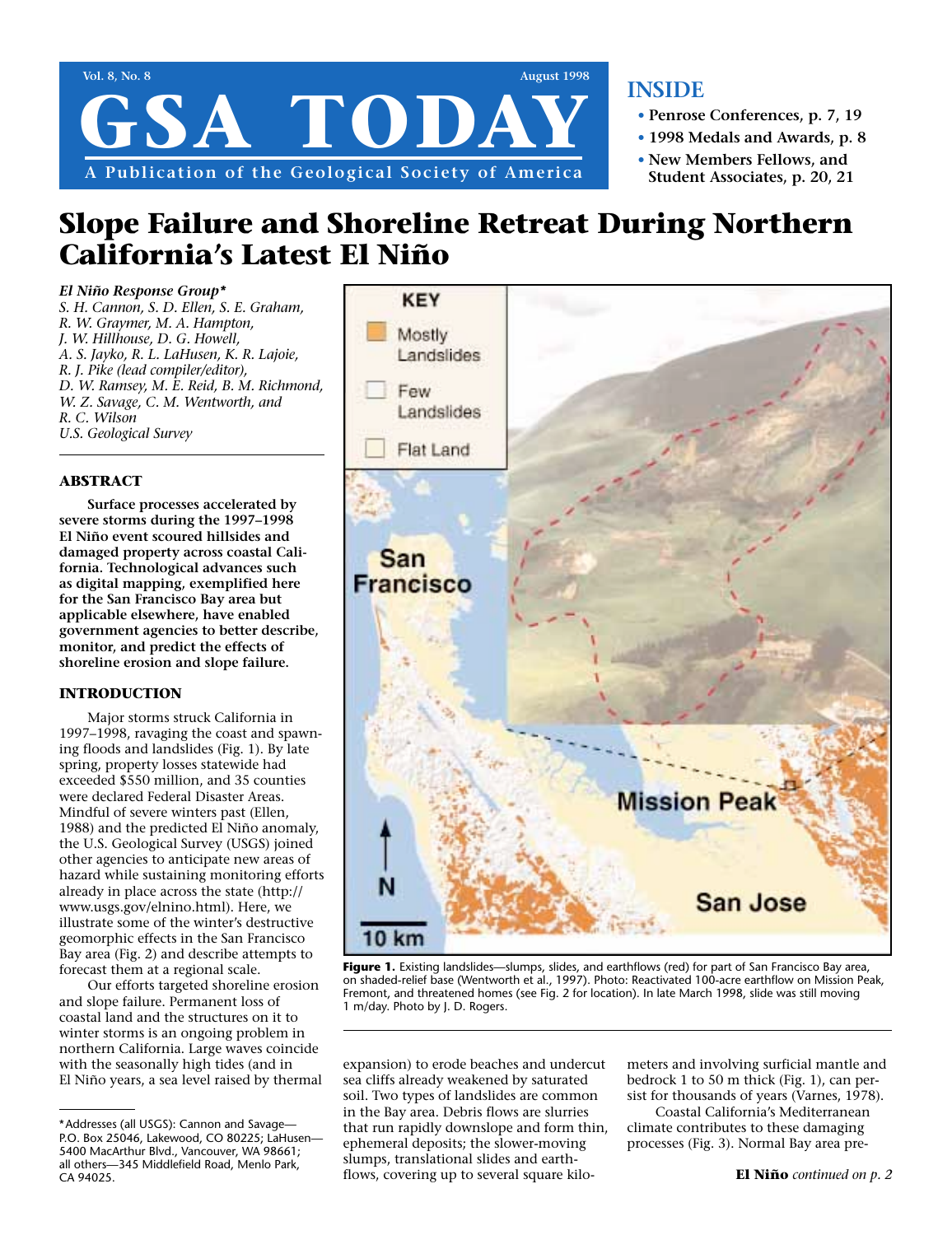# GSA TODAY

**Vol. 8, No. 8** **August 1998**

A Publication of the Geological Society of America

## INSIDE

- **Penrose Conferences, p. 7, 19**
- **1998 Medals and Awards, p. 8**
- **New Members Fellows, and Student Associates, p. 20, 21**

# Slope Failure and Shoreline Retreat During Northern California's Latest El Niño

***El Niño Response Group****

*S. H. Cannon, S. D. Ellen, S. E. Graham, R. W. Graymer, M. A. Hampton, J. W. Hillhouse, D. G. Howell, A. S. Jayko, R. L. LaHusen, K. R. Lajoie, R. J. Pike (lead compiler/editor), D. W. Ramsey, M. E. Reid, B. M. Richmond, W. Z. Savage, C. M. Wentworth, and R. C. Wilson*

*U.S. Geological Survey*

## ABSTRACT

**Surface processes accelerated by severe storms during the 1997–1998 El Niño event scoured hillsides and damaged property across coastal California. Technological advances such as digital mapping, exemplified here for the San Francisco Bay area but applicable elsewhere, have enabled government agencies to better describe, monitor, and predict the effects of shoreline erosion and slope failure.**

## INTRODUCTION

Major storms struck California in 1997–1998, ravaging the coast and spawning floods and landslides (Fig. 1). By late spring, property losses statewide had exceeded $550 million, and 35 counties were declared Federal Disaster Areas. Mindful of severe winters past (Ellen, 1988) and the predicted El Niño anomaly, the U.S. Geological Survey (USGS) joined other agencies to anticipate new areas of hazard while sustaining monitoring efforts already in place across the state (http://www.usgs.gov/elnino.html). Here, we illustrate some of the winter's destructive geomorphic effects in the San Francisco Bay area (Fig. 2) and describe attempts to forecast them at a regional scale.

Our efforts targeted shoreline erosion and slope failure. Permanent loss of coastal land and the structures on it to winter storms is an ongoing problem in northern California. Large waves coincide with the seasonally high tides (and in El Niño years, a sea level raised by thermal expansion) to erode beaches and undercut sea cliffs already weakened by saturated soil. Two types of landslides are common in the Bay area. Debris flows are slurries that run rapidly downslope and form thin, ephemeral deposits; the slower-moving slumps, translational slides and earthflows, covering up to several square kilometers and involving surficial mantle and bedrock 1 to 50 m thick (Fig. 1), can persist for thousands of years (Varnes, 1978).

Coastal California's Mediterranean climate contributes to these damaging processes (Fig. 3). Normal Bay area pre-

**El Niño** *continued on p. 2*

KEY: Mostly Landslides; Few Landslides; Flat Land

San Francisco; Mission Peak; San Jose; N; 10 km

**Figure 1.** Existing landslides—slumps, slides, and earthflows (red) for part of San Francisco Bay area, on shaded-relief base (Wentworth et al., 1997). Photo: Reactivated 100-acre earthflow on Mission Peak, Fremont, and threatened homes (see Fig. 2 for location). In late March 1998, slide was still moving 1 m/day. Photo by J. D. Rogers.

---

*Addresses (all USGS): Cannon and Savage—P.O. Box 25046, Lakewood, CO 80225; LaHusen—5400 MacArthur Blvd., Vancouver, WA 98661; all others—345 Middlefield Road, Menlo Park, CA 94025.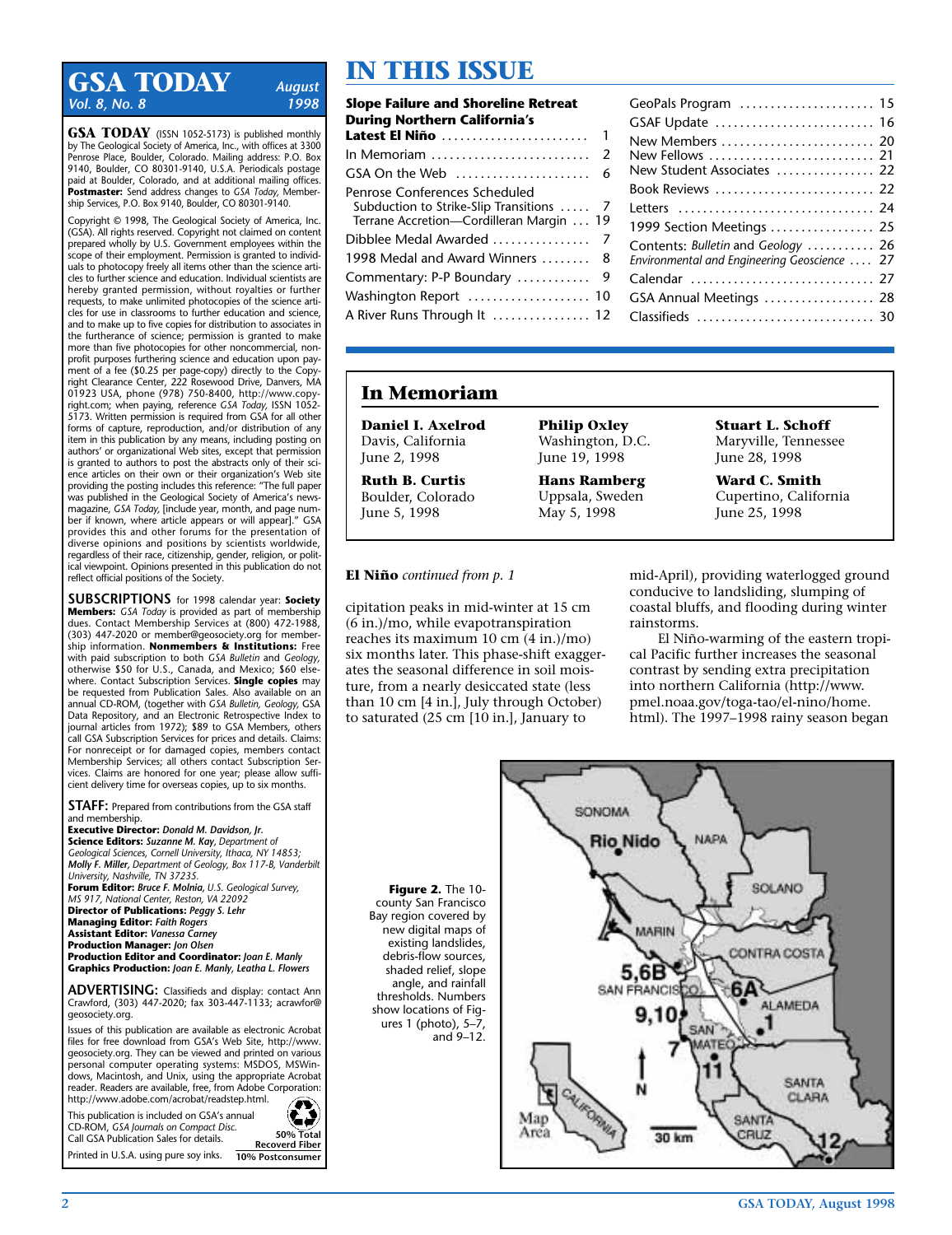# GSA TODAY

**Vol. 8, No. 8** — *August 1998*

**GSA TODAY** (ISSN 1052-5173) is published monthly by The Geological Society of America, Inc., with offices at 3300 Penrose Place, Boulder, Colorado. Mailing address: P.O. Box 9140, Boulder, CO 80301-9140, U.S.A. Periodicals postage paid at Boulder, Colorado, and at additional mailing offices. **Postmaster:** Send address changes to *GSA Today*, Membership Services, P.O. Box 9140, Boulder, CO 80301-9140.

Copyright © 1998, The Geological Society of America, Inc. (GSA). All rights reserved. Copyright not claimed on content prepared wholly by U.S. Government employees within the scope of their employment. Permission is granted to individuals to photocopy freely all items other than the science articles to further science and education. Individual scientists are hereby granted permission, without royalties or further requests, to make unlimited photocopies of the science articles for use in classrooms to further education and science, and to make up to five copies for distribution to associates in the furtherance of science; permission is granted to make more than five photocopies for other noncommercial, nonprofit purposes furthering science and education upon payment of a fee ($0.25 per page-copy) directly to the Copyright Clearance Center, 222 Rosewood Drive, Danvers, MA 01923 USA, phone (978) 750-8400, http://www.copyright.com; when paying, reference *GSA Today*, ISSN 1052-5173. Written permission is required from GSA for all other forms of capture, reproduction, and/or distribution of any item in this publication by any means, including posting on authors' or organizational Web sites, except that permission is granted to authors to post the abstracts only of their science articles on their own or their organization's Web site providing the posting includes this reference: "The full paper was published in the Geological Society of America's newsmagazine, *GSA Today*, [include year, month, and page number if known, where article appears or will appear]." GSA provides this and other forums for the presentation of diverse opinions and positions by scientists worldwide, regardless of their race, citizenship, gender, religion, or political viewpoint. Opinions presented in this publication do not reflect official positions of the Society.

**SUBSCRIPTIONS** for 1998 calendar year: **Society Members:** *GSA Today* is provided as part of membership dues. Contact Membership Services at (800) 472-1988, (303) 447-2020 or member@geosociety.org for membership information. **Nonmembers & Institutions:** Free with paid subscription to both *GSA Bulletin* and *Geology*, otherwise $50 for U.S., Canada, and Mexico; $60 elsewhere. Contact Subscription Services. **Single copies** may be requested from Publication Sales. Also available on an annual CD-ROM, (together with *GSA Bulletin*, *Geology*, GSA Data Repository, and an Electronic Retrospective Index to journal articles from 1972); $89 to GSA Members, others call GSA Subscription Services for prices and details. Claims: For nonreceipt or for damaged copies, members contact Membership Services; all others contact Subscription Services. Claims are honored for one year; please allow sufficient delivery time for overseas copies, up to six months.

**STAFF:** Prepared from contributions from the GSA staff and membership.
**Executive Director:** *Donald M. Davidson, Jr.*
**Science Editors:** *Suzanne M. Kay, Department of Geological Sciences, Cornell University, Ithaca, NY 14853; Molly F. Miller, Department of Geology, Box 117-B, Vanderbilt University, Nashville, TN 37235.*
**Forum Editor:** *Bruce F. Molnia, U.S. Geological Survey, MS 917, National Center, Reston, VA 22092*
**Director of Publications:** *Peggy S. Lehr*
**Managing Editor:** *Faith Rogers*
**Assistant Editor:** *Vanessa Carney*
**Production Manager:** *Jon Olsen*
**Production Editor and Coordinator:** *Joan E. Manly*
**Graphics Production:** *Joan E. Manly, Leatha L. Flowers*

**ADVERTISING:** Classifieds and display: contact Ann Crawford, (303) 447-2020; fax 303-447-1133; acrawfor@geosociety.org.

Issues of this publication are available as electronic Acrobat files for free download from GSA's Web Site, http://www.geosociety.org. They can be viewed and printed on various personal computer operating systems: MSDOS, MSWindows, Macintosh, and Unix, using the appropriate Acrobat reader. Readers are available, free, from Adobe Corporation: http://www.adobe.com/acrobat/readstep.html.

This publication is included on GSA's annual CD-ROM, *GSA Journals on Compact Disc.* Call GSA Publication Sales for details.

Printed in U.S.A. using pure soy inks.

50% Total Recovered Fiber
10% Postconsumer

# IN THIS ISSUE

| | |
|---|---|
| **Slope Failure and Shoreline Retreat During Northern California's Latest El Niño** | 1 |
| In Memoriam | 2 |
| GSA On the Web | 6 |
| Penrose Conferences Scheduled | |
| Subduction to Strike-Slip Transitions | 7 |
| Terrane Accretion—Cordilleran Margin | 19 |
| Dibblee Medal Awarded | 7 |
| 1998 Medal and Award Winners | 8 |
| Commentary: P-P Boundary | 9 |
| Washington Report | 10 |
| A River Runs Through It | 12 |
| GeoPals Program | 15 |
| GSAF Update | 16 |
| New Members | 20 |
| New Fellows | 21 |
| New Student Associates | 22 |
| Book Reviews | 22 |
| Letters | 24 |
| 1999 Section Meetings | 25 |
| Contents: *Bulletin* and *Geology* | 26 |
| *Environmental and Engineering Geoscience* | 27 |
| Calendar | 27 |
| GSA Annual Meetings | 28 |
| Classifieds | 30 |

## In Memoriam

**Daniel I. Axelrod**
Davis, California
June 2, 1998

**Ruth B. Curtis**
Boulder, Colorado
June 5, 1998

**Philip Oxley**
Washington, D.C.
June 19, 1998

**Hans Ramberg**
Uppsala, Sweden
May 5, 1998

**Stuart L. Schoff**
Maryville, Tennessee
June 28, 1998

**Ward C. Smith**
Cupertino, California
June 25, 1998

**El Niño** *continued from p. 1*

cipitation peaks in mid-winter at 15 cm (6 in.)/mo, while evapotranspiration reaches its maximum 10 cm (4 in.)/mo) six months later. This phase-shift exaggerates the seasonal difference in soil moisture, from a nearly desiccated state (less than 10 cm [4 in.], July through October) to saturated (25 cm [10 in.], January to mid-April), providing waterlogged ground conducive to landsliding, slumping of coastal bluffs, and flooding during winter rainstorms.

El Niño-warming of the eastern tropical Pacific further increases the seasonal contrast by sending extra precipitation into northern California (http://www.pmel.noaa.gov/toga-tao/el-nino/home.html). The 1997–1998 rainy season began

**Figure 2.** The 10-county San Francisco Bay region covered by new digital maps of existing landslides, debris-flow sources, shaded relief, slope angle, and rainfall thresholds. Numbers show locations of Figures 1 (photo), 5–7, and 9–12.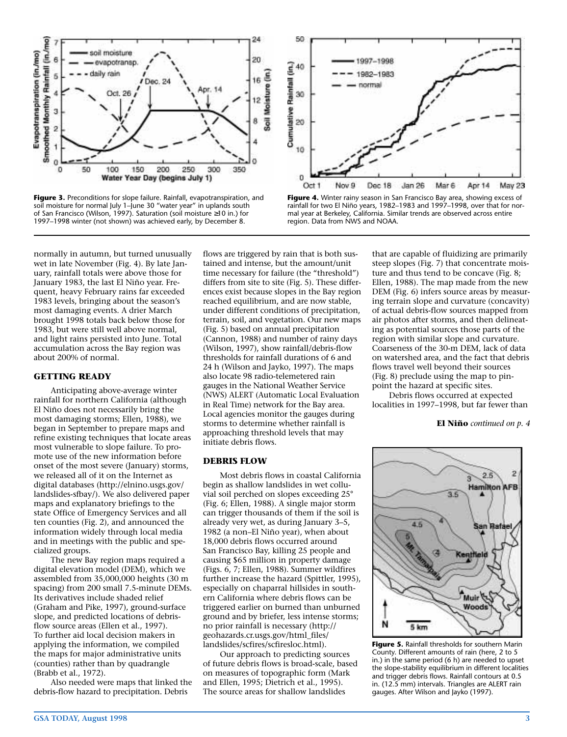**Figure 3.** Preconditions for slope failure. Rainfall, evapotranspiration, and soil moisture for normal July 1–June 30 "water year" in uplands south of San Francisco (Wilson, 1997). Saturation (soil moisture ≥10 in.) for 1997–1998 winter (not shown) was achieved early, by December 8.

**Figure 4.** Winter rainy season in San Francisco Bay area, showing excess of rainfall for two El Niño years, 1982–1983 and 1997–1998, over that for normal year at Berkeley, California. Similar trends are observed across entire region. Data from NWS and NOAA.

normally in autumn, but turned unusually wet in late November (Fig. 4). By late January, rainfall totals were above those for January 1983, the last El Niño year. Frequent, heavy February rains far exceeded 1983 levels, bringing about the season's most damaging events. A drier March brought 1998 totals back below those for 1983, but were still well above normal, and light rains persisted into June. Total accumulation across the Bay region was about 200% of normal.

## GETTING READY

Anticipating above-average winter rainfall for northern California (although El Niño does not necessarily bring the most damaging storms; Ellen, 1988), we began in September to prepare maps and refine existing techniques that locate areas most vulnerable to slope failure. To promote use of the new information before onset of the most severe (January) storms, we released all of it on the Internet as digital databases (http://elnino.usgs.gov/landslides-sfbay/). We also delivered paper maps and explanatory briefings to the state Office of Emergency Services and all ten counties (Fig. 2), and announced the information widely through local media and in meetings with the public and specialized groups.

The new Bay region maps required a digital elevation model (DEM), which we assembled from 35,000,000 heights (30 m spacing) from 200 small 7.5-minute DEMs. Its derivatives include shaded relief (Graham and Pike, 1997), ground-surface slope, and predicted locations of debris-flow source areas (Ellen et al., 1997). To further aid local decision makers in applying the information, we compiled the maps for major administrative units (counties) rather than by quadrangle (Brabb et al., 1972).

Also needed were maps that linked the debris-flow hazard to precipitation. Debris flows are triggered by rain that is both sustained and intense, but the amount/unit time necessary for failure (the "threshold") differs from site to site (Fig. 5). These differences exist because slopes in the Bay region reached equilibrium, and are now stable, under different conditions of precipitation, terrain, soil, and vegetation. Our new maps (Fig. 5) based on annual precipitation (Cannon, 1988) and number of rainy days (Wilson, 1997), show rainfall/debris-flow thresholds for rainfall durations of 6 and 24 h (Wilson and Jayko, 1997). The maps also locate 98 radio-telemetered rain gauges in the National Weather Service (NWS) ALERT (Automatic Local Evaluation in Real Time) network for the Bay area. Local agencies monitor the gauges during storms to determine whether rainfall is approaching threshold levels that may initiate debris flows.

## DEBRIS FLOW

Most debris flows in coastal California begin as shallow landslides in wet colluvial soil perched on slopes exceeding 25° (Fig. 6; Ellen, 1988). A single major storm can trigger thousands of them if the soil is already very wet, as during January 3–5, 1982 (a non–El Niño year), when about 18,000 debris flows occurred around San Francisco Bay, killing 25 people and causing $65 million in property damage (Figs. 6, 7; Ellen, 1988). Summer wildfires further increase the hazard (Spittler, 1995), especially on chaparral hillsides in southern California where debris flows can be triggered earlier on burned than unburned ground and by briefer, less intense storms; no prior rainfall is necessary (http://geohazards.cr.usgs.gov/html_files/landslides/scfires/scfiresloc.html).

Our approach to predicting sources of future debris flows is broad-scale, based on measures of topographic form (Mark and Ellen, 1995; Dietrich et al., 1995). The source areas for shallow landslides that are capable of fluidizing are primarily steep slopes (Fig. 7) that concentrate moisture and thus tend to be concave (Fig. 8; Ellen, 1988). The map made from the new DEM (Fig. 6) infers source areas by measuring terrain slope and curvature (concavity) of actual debris-flow sources mapped from air photos after storms, and then delineating as potential sources those parts of the region with similar slope and curvature. Coarseness of the 30-m DEM, lack of data on watershed area, and the fact that debris flows travel well beyond their sources (Fig. 8) preclude using the map to pinpoint the hazard at specific sites.

Debris flows occurred at expected localities in 1997–1998, but far fewer than

**El Niño** *continued on p. 4*

**Figure 5.** Rainfall thresholds for southern Marin County. Different amounts of rain (here, 2 to 5 in.) in the same period (6 h) are needed to upset the slope-stability equilibrium in different localities and trigger debris flows. Rainfall contours at 0.5 in. (12.5 mm) intervals. Triangles are ALERT rain gauges. After Wilson and Jayko (1997).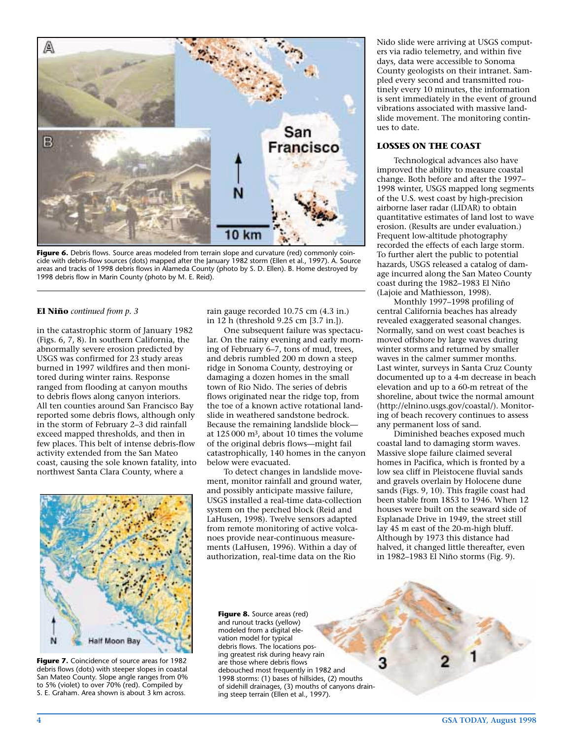**Figure 6.** Debris flows. Source areas modeled from terrain slope and curvature (red) commonly coincide with debris-flow sources (dots) mapped after the January 1982 storm (Ellen et al., 1997). A. Source areas and tracks of 1998 debris flows in Alameda County (photo by S. D. Ellen). B. Home destroyed by 1998 debris flow in Marin County (photo by M. E. Reid).

**El Niño** *continued from p. 3*

in the catastrophic storm of January 1982 (Figs. 6, 7, 8). In southern California, the abnormally severe erosion predicted by USGS was confirmed for 23 study areas burned in 1997 wildfires and then monitored during winter rains. Response ranged from flooding at canyon mouths to debris flows along canyon interiors. All ten counties around San Francisco Bay reported some debris flows, although only in the storm of February 2–3 did rainfall exceed mapped thresholds, and then in few places. This belt of intense debris-flow activity extended from the San Mateo coast, causing the sole known fatality, into northwest Santa Clara County, where a rain gauge recorded 10.75 cm (4.3 in.) in 12 h (threshold 9.25 cm [3.7 in.]).

One subsequent failure was spectacular. On the rainy evening and early morning of February 6–7, tons of mud, trees, and debris rumbled 200 m down a steep ridge in Sonoma County, destroying or damaging a dozen homes in the small town of Rio Nido. The series of debris flows originated near the ridge top, from the toe of a known active rotational landslide in weathered sandstone bedrock. Because the remaining landslide block—at 125 000 m$^3$, about 10 times the volume of the original debris flows—might fail catastrophically, 140 homes in the canyon below were evacuated.

To detect changes in landslide movement, monitor rainfall and ground water, and possibly anticipate massive failure, USGS installed a real-time data-collection system on the perched block (Reid and LaHusen, 1998). Twelve sensors adapted from remote monitoring of active volcanoes provide near-continuous measurements (LaHusen, 1996). Within a day of authorization, real-time data on the Rio Nido slide were arriving at USGS computers via radio telemetry, and within five days, data were accessible to Sonoma County geologists on their intranet. Sampled every second and transmitted routinely every 10 minutes, the information is sent immediately in the event of ground vibrations associated with massive landslide movement. The monitoring continues to date.

**Figure 7.** Coincidence of source areas for 1982 debris flows (dots) with steeper slopes in coastal San Mateo County. Slope angle ranges from 0% to 5% (violet) to over 70% (red). Compiled by S. E. Graham. Area shown is about 3 km across.

## LOSSES ON THE COAST

Technological advances also have improved the ability to measure coastal change. Both before and after the 1997–1998 winter, USGS mapped long segments of the U.S. west coast by high-precision airborne laser radar (LIDAR) to obtain quantitative estimates of land lost to wave erosion. (Results are under evaluation.) Frequent low-altitude photography recorded the effects of each large storm. To further alert the public to potential hazards, USGS released a catalog of damage incurred along the San Mateo County coast during the 1982–1983 El Niño (Lajoie and Mathiesson, 1998).

Monthly 1997–1998 profiling of central California beaches has already revealed exaggerated seasonal changes. Normally, sand on west coast beaches is moved offshore by large waves during winter storms and returned by smaller waves in the calmer summer months. Last winter, surveys in Santa Cruz County documented up to a 4-m decrease in beach elevation and up to a 60-m retreat of the shoreline, about twice the normal amount (http://elnino.usgs.gov/coastal/). Monitoring of beach recovery continues to assess any permanent loss of sand.

Diminished beaches exposed much coastal land to damaging storm waves. Massive slope failure claimed several homes in Pacifica, which is fronted by a low sea cliff in Pleistocene fluvial sands and gravels overlain by Holocene dune sands (Figs. 9, 10). This fragile coast had been stable from 1853 to 1946. When 12 houses were built on the seaward side of Esplanade Drive in 1949, the street still lay 45 m east of the 20-m-high bluff. Although by 1973 this distance had halved, it changed little thereafter, even in 1982–1983 El Niño storms (Fig. 9).

**Figure 8.** Source areas (red) and runout tracks (yellow) modeled from a digital elevation model for typical debris flows. The locations posing greatest risk during heavy rain are those where debris flows debouched most frequently in 1982 and 1998 storms: (1) bases of hillsides, (2) mouths of sidehill drainages, (3) mouths of canyons draining steep terrain (Ellen et al., 1997).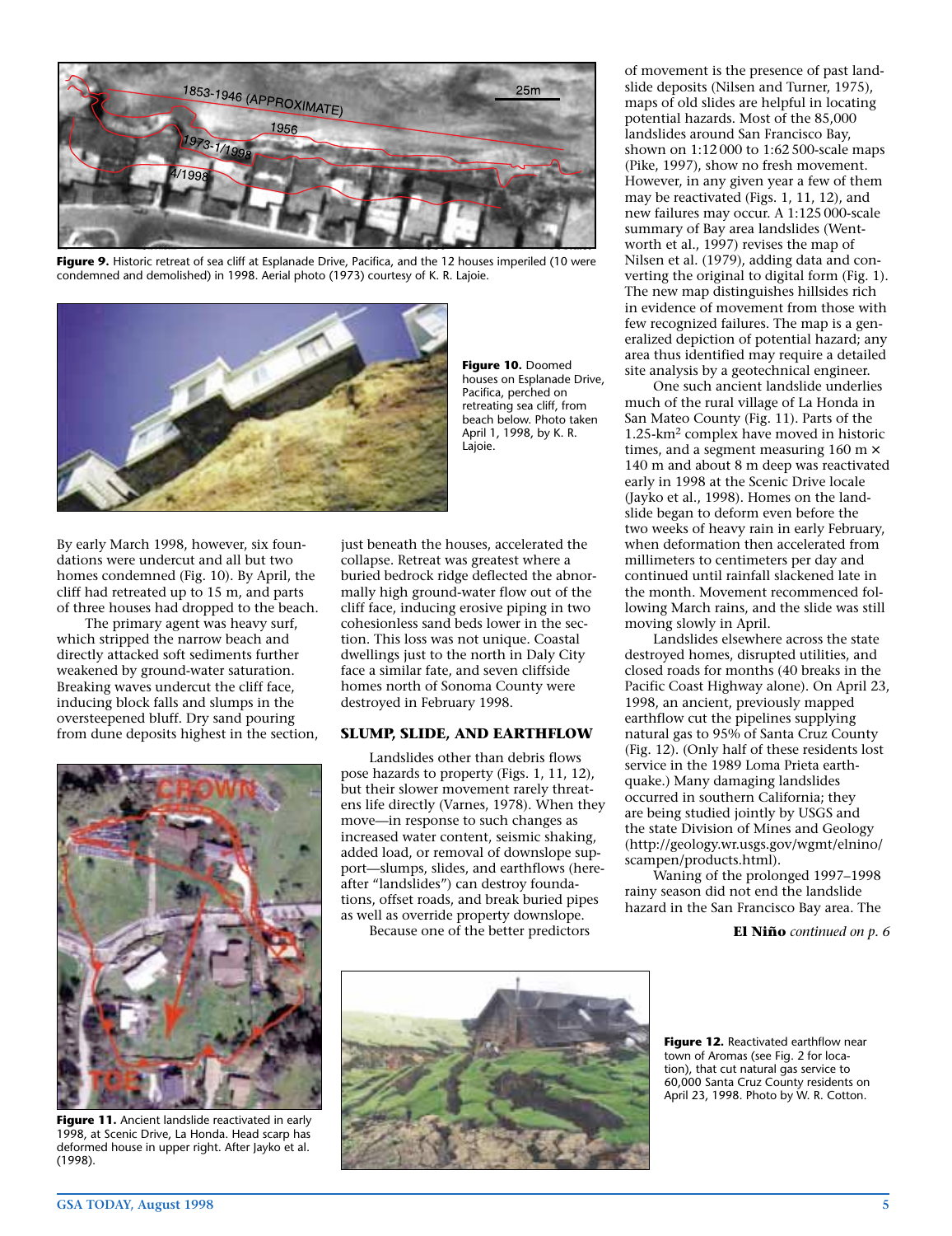Figure 9. Historic retreat of sea cliff at Esplanade Drive, Pacifica, and the 12 houses imperiled (10 were condemned and demolished) in 1998. Aerial photo (1973) courtesy of K. R. Lajoie.

Figure 10. Doomed houses on Esplanade Drive, Pacifica, perched on retreating sea cliff, from beach below. Photo taken April 1, 1998, by K. R. Lajoie.

By early March 1998, however, six foundations were undercut and all but two homes condemned (Fig. 10). By April, the cliff had retreated up to 15 m, and parts of three houses had dropped to the beach.

The primary agent was heavy surf, which stripped the narrow beach and directly attacked soft sediments further weakened by ground-water saturation. Breaking waves undercut the cliff face, inducing block falls and slumps in the oversteepened bluff. Dry sand pouring from dune deposits highest in the section, just beneath the houses, accelerated the collapse. Retreat was greatest where a buried bedrock ridge deflected the abnormally high ground-water flow out of the cliff face, inducing erosive piping in two cohesionless sand beds lower in the section. This loss was not unique. Coastal dwellings just to the north in Daly City face a similar fate, and seven cliffside homes north of Sonoma County were destroyed in February 1998.

## SLUMP, SLIDE, AND EARTHFLOW

Landslides other than debris flows pose hazards to property (Figs. 1, 11, 12), but their slower movement rarely threatens life directly (Varnes, 1978). When they move—in response to such changes as increased water content, seismic shaking, added load, or removal of downslope support—slumps, slides, and earthflows (hereafter "landslides") can destroy foundations, offset roads, and break buried pipes as well as override property downslope.

Because one of the better predictors of movement is the presence of past landslide deposits (Nilsen and Turner, 1975), maps of old slides are helpful in locating potential hazards. Most of the 85,000 landslides around San Francisco Bay, shown on 1:12 000 to 1:62 500-scale maps (Pike, 1997), show no fresh movement. However, in any given year a few of them may be reactivated (Figs. 1, 11, 12), and new failures may occur. A 1:125 000-scale summary of Bay area landslides (Wentworth et al., 1997) revises the map of Nilsen et al. (1979), adding data and converting the original to digital form (Fig. 1). The new map distinguishes hillsides rich in evidence of movement from those with few recognized failures. The map is a generalized depiction of potential hazard; any area thus identified may require a detailed site analysis by a geotechnical engineer.

One such ancient landslide underlies much of the rural village of La Honda in San Mateo County (Fig. 11). Parts of the 1.25-km$^2$ complex have moved in historic times, and a segment measuring 160 m × 140 m and about 8 m deep was reactivated early in 1998 at the Scenic Drive locale (Jayko et al., 1998). Homes on the landslide began to deform even before the two weeks of heavy rain in early February, when deformation then accelerated from millimeters to centimeters per day and continued until rainfall slackened late in the month. Movement recommenced following March rains, and the slide was still moving slowly in April.

Landslides elsewhere across the state destroyed homes, disrupted utilities, and closed roads for months (40 breaks in the Pacific Coast Highway alone). On April 23, 1998, an ancient, previously mapped earthflow cut the pipelines supplying natural gas to 95% of Santa Cruz County (Fig. 12). (Only half of these residents lost service in the 1989 Loma Prieta earthquake.) Many damaging landslides occurred in southern California; they are being studied jointly by USGS and the state Division of Mines and Geology (http://geology.wr.usgs.gov/wgmt/elnino/scampen/products.html).

Waning of the prolonged 1997–1998 rainy season did not end the landslide hazard in the San Francisco Bay area. The

**El Niño** *continued on p. 6*

Figure 11. Ancient landslide reactivated in early 1998, at Scenic Drive, La Honda. Head scarp has deformed house in upper right. After Jayko et al. (1998).

Figure 12. Reactivated earthflow near town of Aromas (see Fig. 2 for location), that cut natural gas service to 60,000 Santa Cruz County residents on April 23, 1998. Photo by W. R. Cotton.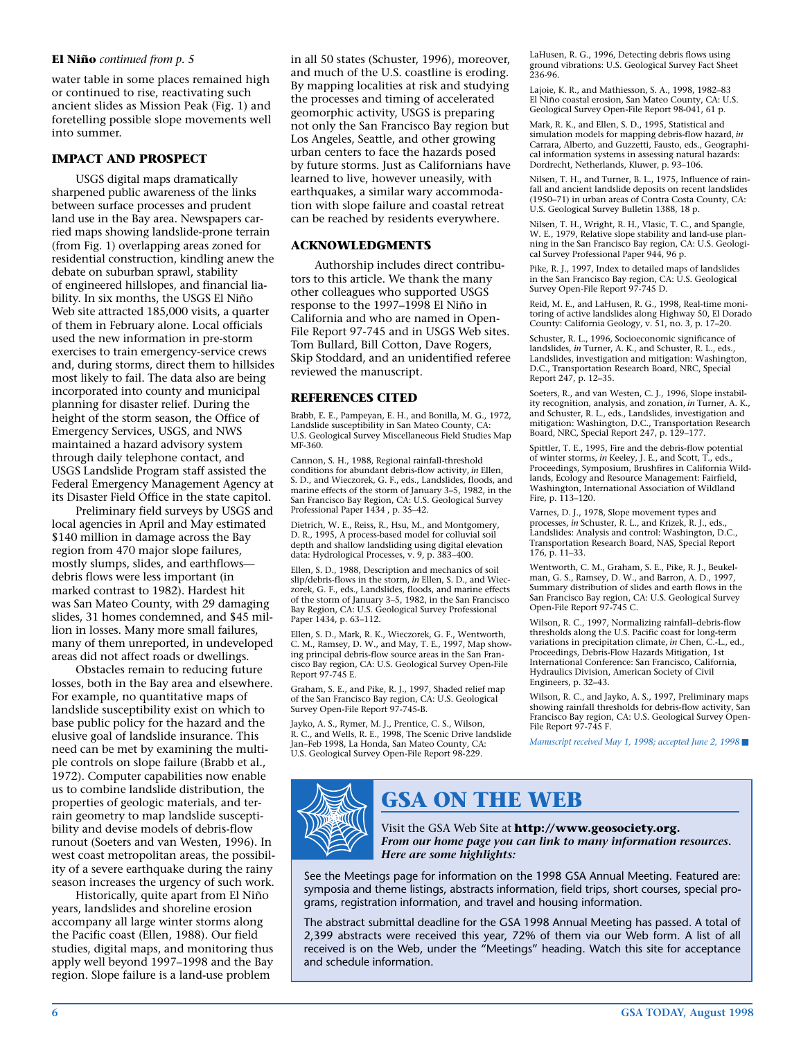**El Niño** *continued from p. 5*

water table in some places remained high or continued to rise, reactivating such ancient slides as Mission Peak (Fig. 1) and foretelling possible slope movements well into summer.

## IMPACT AND PROSPECT

USGS digital maps dramatically sharpened public awareness of the links between surface processes and prudent land use in the Bay area. Newspapers carried maps showing landslide-prone terrain (from Fig. 1) overlapping areas zoned for residential construction, kindling anew the debate on suburban sprawl, stability of engineered hillslopes, and financial liability. In six months, the USGS El Niño Web site attracted 185,000 visits, a quarter of them in February alone. Local officials used the new information in pre-storm exercises to train emergency-service crews and, during storms, direct them to hillsides most likely to fail. The data also are being incorporated into county and municipal planning for disaster relief. During the height of the storm season, the Office of Emergency Services, USGS, and NWS maintained a hazard advisory system through daily telephone contact, and USGS Landslide Program staff assisted the Federal Emergency Management Agency at its Disaster Field Office in the state capitol.

Preliminary field surveys by USGS and local agencies in April and May estimated $140 million in damage across the Bay region from 470 major slope failures, mostly slumps, slides, and earthflows—debris flows were less important (in marked contrast to 1982). Hardest hit was San Mateo County, with 29 damaging slides, 31 homes condemned, and $45 million in losses. Many more small failures, many of them unreported, in undeveloped areas did not affect roads or dwellings.

Obstacles remain to reducing future losses, both in the Bay area and elsewhere. For example, no quantitative maps of landslide susceptibility exist on which to base public policy for the hazard and the elusive goal of landslide insurance. This need can be met by examining the multiple controls on slope failure (Brabb et al., 1972). Computer capabilities now enable us to combine landslide distribution, the properties of geologic materials, and terrain geometry to map landslide susceptibility and devise models of debris-flow runout (Soeters and van Westen, 1996). In west coast metropolitan areas, the possibility of a severe earthquake during the rainy season increases the urgency of such work.

Historically, quite apart from El Niño years, landslides and shoreline erosion accompany all large winter storms along the Pacific coast (Ellen, 1988). Our field studies, digital maps, and monitoring thus apply well beyond 1997–1998 and the Bay region. Slope failure is a land-use problem in all 50 states (Schuster, 1996), moreover, and much of the U.S. coastline is eroding. By mapping localities at risk and studying the processes and timing of accelerated geomorphic activity, USGS is preparing not only the San Francisco Bay region but Los Angeles, Seattle, and other growing urban centers to face the hazards posed by future storms. Just as Californians have learned to live, however uneasily, with earthquakes, a similar wary accommodation with slope failure and coastal retreat can be reached by residents everywhere.

## ACKNOWLEDGMENTS

Authorship includes direct contributors to this article. We thank the many other colleagues who supported USGS response to the 1997–1998 El Niño in California and who are named in Open-File Report 97-745 and in USGS Web sites. Tom Bullard, Bill Cotton, Dave Rogers, Skip Stoddard, and an unidentified referee reviewed the manuscript.

## REFERENCES CITED

Brabb, E. E., Pampeyan, E. H., and Bonilla, M. G., 1972, Landslide susceptibility in San Mateo County, CA: U.S. Geological Survey Miscellaneous Field Studies Map MF-360.

Cannon, S. H., 1988, Regional rainfall-threshold conditions for abundant debris-flow activity, *in* Ellen, S. D., and Wieczorek, G. F., eds., Landslides, floods, and marine effects of the storm of January 3–5, 1982, in the San Francisco Bay Region, CA: U.S. Geological Survey Professional Paper 1434 , p. 35–42.

Dietrich, W. E., Reiss, R., Hsu, M., and Montgomery, D. R., 1995, A process-based model for colluvial soil depth and shallow landsliding using digital elevation data: Hydrological Processes, v. 9, p. 383–400.

Ellen, S. D., 1988, Description and mechanics of soil slip/debris-flows in the storm, *in* Ellen, S. D., and Wieczorek, G. F., eds., Landslides, floods, and marine effects of the storm of January 3–5, 1982, in the San Francisco Bay Region, CA: U.S. Geological Survey Professional Paper 1434, p. 63–112.

Ellen, S. D., Mark, R. K., Wieczorek, G. F., Wentworth, C. M., Ramsey, D. W., and May, T. E., 1997, Map showing principal debris-flow source areas in the San Francisco Bay region, CA: U.S. Geological Survey Open-File Report 97-745 E.

Graham, S. E., and Pike, R. J., 1997, Shaded relief map of the San Francisco Bay region, CA: U.S. Geological Survey Open-File Report 97-745-B.

Jayko, A. S., Rymer, M. J., Prentice, C. S., Wilson, R. C., and Wells, R. E., 1998, The Scenic Drive landslide Jan–Feb 1998, La Honda, San Mateo County, CA: U.S. Geological Survey Open-File Report 98-229.

LaHusen, R. G., 1996, Detecting debris flows using ground vibrations: U.S. Geological Survey Fact Sheet 236-96.

Lajoie, K. R., and Mathiesson, S. A., 1998, 1982–83 El Niño coastal erosion, San Mateo County, CA: U.S. Geological Survey Open-File Report 98-041, 61 p.

Mark, R. K., and Ellen, S. D., 1995, Statistical and simulation models for mapping debris-flow hazard, *in* Carrara, Alberto, and Guzzetti, Fausto, eds., Geographical information systems in assessing natural hazards: Dordrecht, Netherlands, Kluwer, p. 93–106.

Nilsen, T. H., and Turner, B. L., 1975, Influence of rainfall and ancient landslide deposits on recent landslides (1950–71) in urban areas of Contra Costa County, CA: U.S. Geological Survey Bulletin 1388, 18 p.

Nilsen, T. H., Wright, R. H., Vlasic, T. C., and Spangle, W. E., 1979, Relative slope stability and land-use planning in the San Francisco Bay region, CA: U.S. Geological Survey Professional Paper 944, 96 p.

Pike, R. J., 1997, Index to detailed maps of landslides in the San Francisco Bay region, CA: U.S. Geological Survey Open-File Report 97-745 D.

Reid, M. E., and LaHusen, R. G., 1998, Real-time monitoring of active landslides along Highway 50, El Dorado County: California Geology, v. 51, no. 3, p. 17–20.

Schuster, R. L., 1996, Socioeconomic significance of landslides, *in* Turner, A. K., and Schuster, R. L., eds., Landslides, investigation and mitigation: Washington, D.C., Transportation Research Board, NRC, Special Report 247, p. 12–35.

Soeters, R., and van Westen, C. J., 1996, Slope instability recognition, analysis, and zonation, *in* Turner, A. K., and Schuster, R. L., eds., Landslides, investigation and mitigation: Washington, D.C., Transportation Research Board, NRC, Special Report 247, p. 129–177.

Spittler, T. E., 1995, Fire and the debris-flow potential of winter storms, *in* Keeley, J. E., and Scott, T., eds., Proceedings, Symposium, Brushfires in California Wildlands, Ecology and Resource Management: Fairfield, Washington, International Association of Wildland Fire, p. 113–120.

Varnes, D. J., 1978, Slope movement types and processes, *in* Schuster, R. L., and Krizek, R. J., eds., Landslides: Analysis and control: Washington, D.C., Transportation Research Board, NAS, Special Report 176, p. 11–33.

Wentworth, C. M., Graham, S. E., Pike, R. J., Beukelman, G. S., Ramsey, D. W., and Barron, A. D., 1997, Summary distribution of slides and earth flows in the San Francisco Bay region, CA: U.S. Geological Survey Open-File Report 97-745 C.

Wilson, R. C., 1997, Normalizing rainfall–debris-flow thresholds along the U.S. Pacific coast for long-term variations in precipitation climate, *in* Chen, C.-L., ed., Proceedings, Debris-Flow Hazards Mitigation, 1st International Conference: San Francisco, California, Hydraulics Division, American Society of Civil Engineers, p. 32–43.

Wilson, R. C., and Jayko, A. S., 1997, Preliminary maps showing rainfall thresholds for debris-flow activity, San Francisco Bay region, CA: U.S. Geological Survey Open-File Report 97-745 F.

*Manuscript received May 1, 1998; accepted June 2, 1998* ■

## GSA ON THE WEB

Visit the GSA Web Site at **http://www.geosociety.org.**
***From our home page you can link to many information resources. Here are some highlights:***

See the Meetings page for information on the 1998 GSA Annual Meeting. Featured are: symposia and theme listings, abstracts information, field trips, short courses, special programs, registration information, and travel and housing information.

The abstract submittal deadline for the GSA 1998 Annual Meeting has passed. A total of 2,399 abstracts were received this year, 72% of them via our Web form. A list of all received is on the Web, under the "Meetings" heading. Watch this site for acceptance and schedule information.